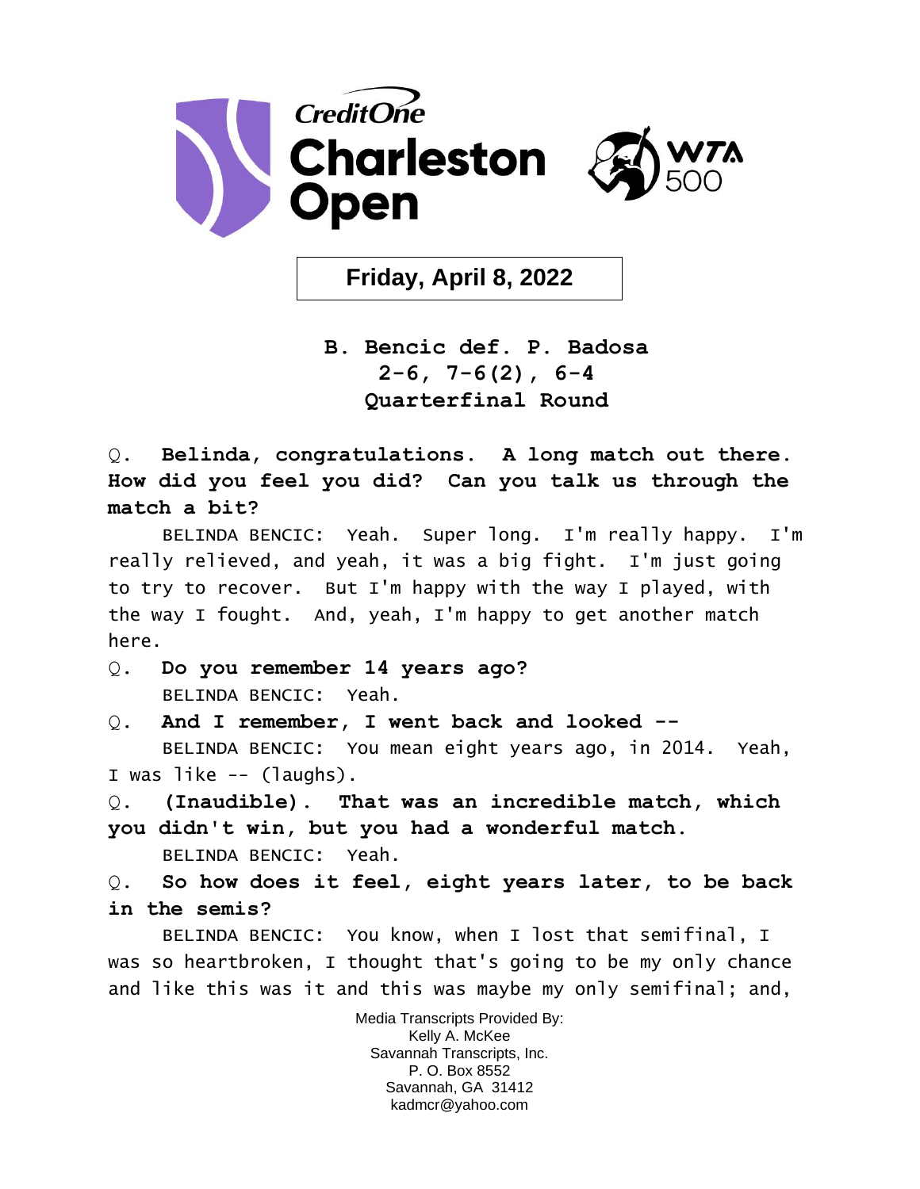# Credit One Charleston Open

WTA 500

**Friday, April 8, 2022**

**B. Bencic def. P. Badosa**
**2-6, 7-6(2), 6-4**
**Quarterfinal Round**

Q. **Belinda, congratulations. A long match out there. How did you feel you did? Can you talk us through the match a bit?**

BELINDA BENCIC: Yeah. Super long. I'm really happy. I'm really relieved, and yeah, it was a big fight. I'm just going to try to recover. But I'm happy with the way I played, with the way I fought. And, yeah, I'm happy to get another match here.

Q. **Do you remember 14 years ago?**

BELINDA BENCIC: Yeah.

Q. **And I remember, I went back and looked --**

BELINDA BENCIC: You mean eight years ago, in 2014. Yeah, I was like -- (laughs).

Q. **(Inaudible). That was an incredible match, which you didn't win, but you had a wonderful match.**

BELINDA BENCIC: Yeah.

Q. **So how does it feel, eight years later, to be back in the semis?**

BELINDA BENCIC: You know, when I lost that semifinal, I was so heartbroken, I thought that's going to be my only chance and like this was it and this was maybe my only semifinal; and,

Media Transcripts Provided By:
Kelly A. McKee
Savannah Transcripts, Inc.
P. O. Box 8552
Savannah, GA 31412
kadmcr@yahoo.com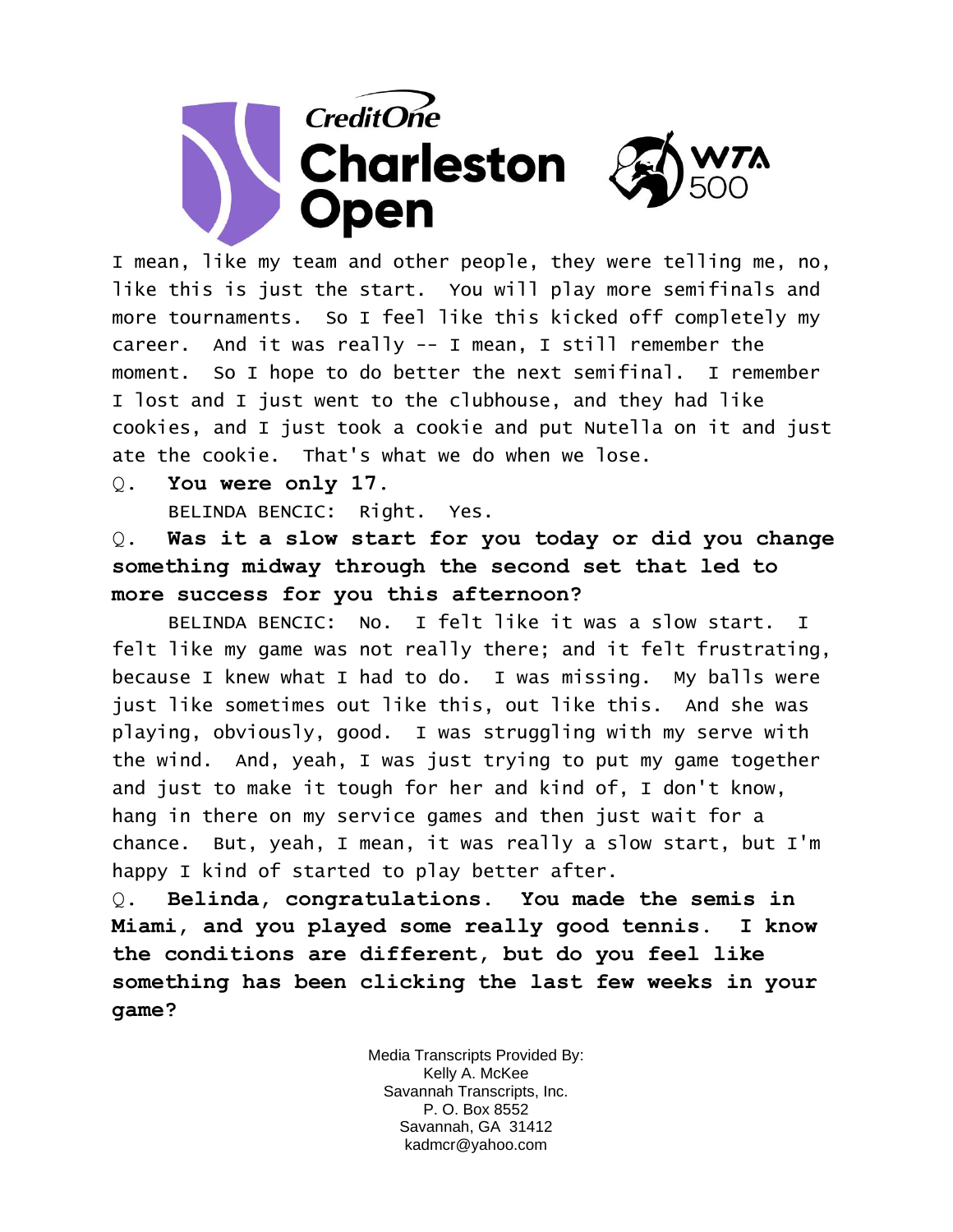I mean, like my team and other people, they were telling me, no, like this is just the start. You will play more semifinals and more tournaments. So I feel like this kicked off completely my career. And it was really -- I mean, I still remember the moment. So I hope to do better the next semifinal. I remember I lost and I just went to the clubhouse, and they had like cookies, and I just took a cookie and put Nutella on it and just ate the cookie. That's what we do when we lose.

Q. **You were only 17.**

BELINDA BENCIC: Right. Yes.

Q. **Was it a slow start for you today or did you change something midway through the second set that led to more success for you this afternoon?**

BELINDA BENCIC: No. I felt like it was a slow start. I felt like my game was not really there; and it felt frustrating, because I knew what I had to do. I was missing. My balls were just like sometimes out like this, out like this. And she was playing, obviously, good. I was struggling with my serve with the wind. And, yeah, I was just trying to put my game together and just to make it tough for her and kind of, I don't know, hang in there on my service games and then just wait for a chance. But, yeah, I mean, it was really a slow start, but I'm happy I kind of started to play better after.

Q. **Belinda, congratulations. You made the semis in Miami, and you played some really good tennis. I know the conditions are different, but do you feel like something has been clicking the last few weeks in your game?**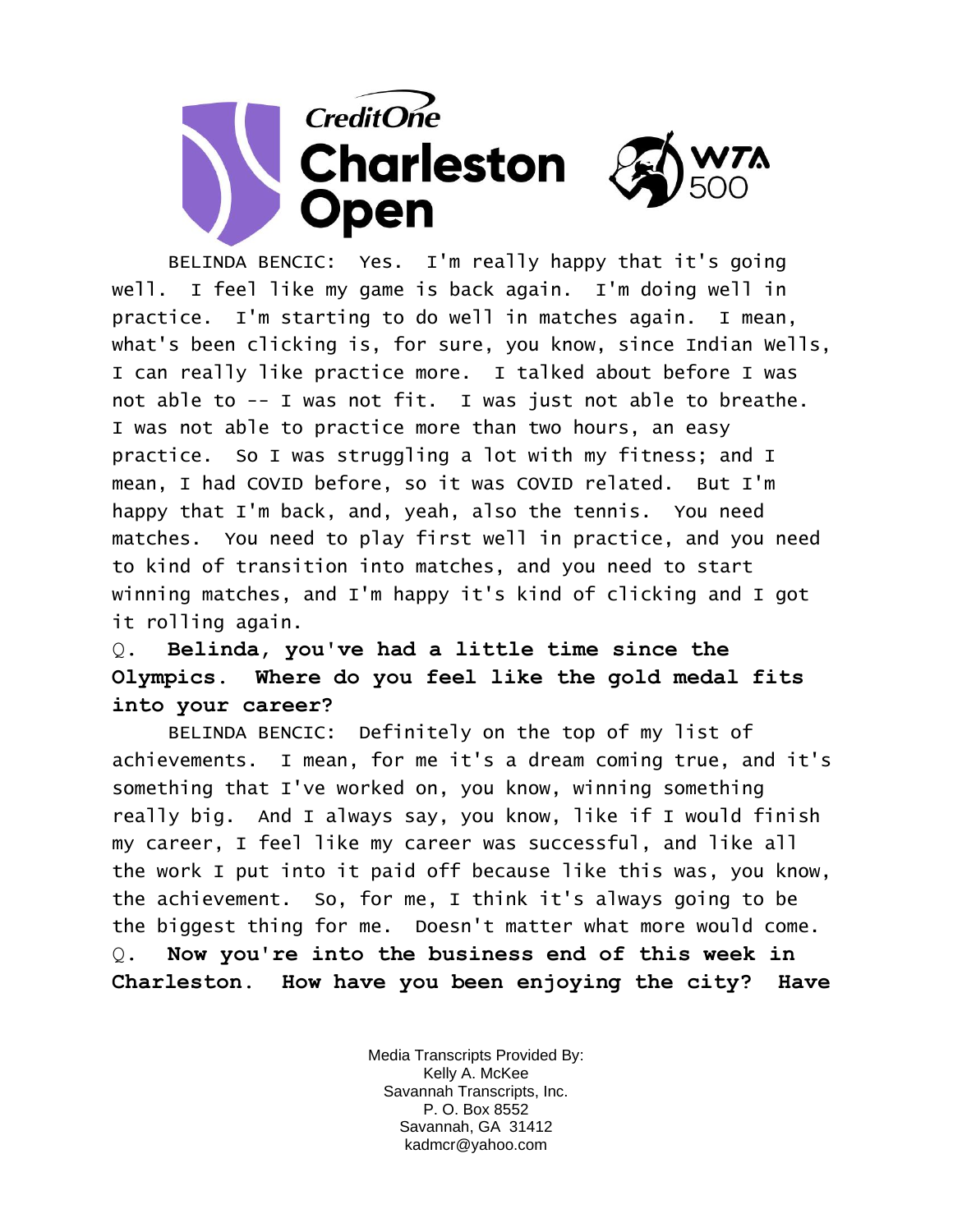BELINDA BENCIC: Yes. I'm really happy that it's going well. I feel like my game is back again. I'm doing well in practice. I'm starting to do well in matches again. I mean, what's been clicking is, for sure, you know, since Indian Wells, I can really like practice more. I talked about before I was not able to -- I was not fit. I was just not able to breathe. I was not able to practice more than two hours, an easy practice. So I was struggling a lot with my fitness; and I mean, I had COVID before, so it was COVID related. But I'm happy that I'm back, and, yeah, also the tennis. You need matches. You need to play first well in practice, and you need to kind of transition into matches, and you need to start winning matches, and I'm happy it's kind of clicking and I got it rolling again.

Q. **Belinda, you've had a little time since the Olympics. Where do you feel like the gold medal fits into your career?**

BELINDA BENCIC: Definitely on the top of my list of achievements. I mean, for me it's a dream coming true, and it's something that I've worked on, you know, winning something really big. And I always say, you know, like if I would finish my career, I feel like my career was successful, and like all the work I put into it paid off because like this was, you know, the achievement. So, for me, I think it's always going to be the biggest thing for me. Doesn't matter what more would come.

Q. **Now you're into the business end of this week in Charleston. How have you been enjoying the city? Have**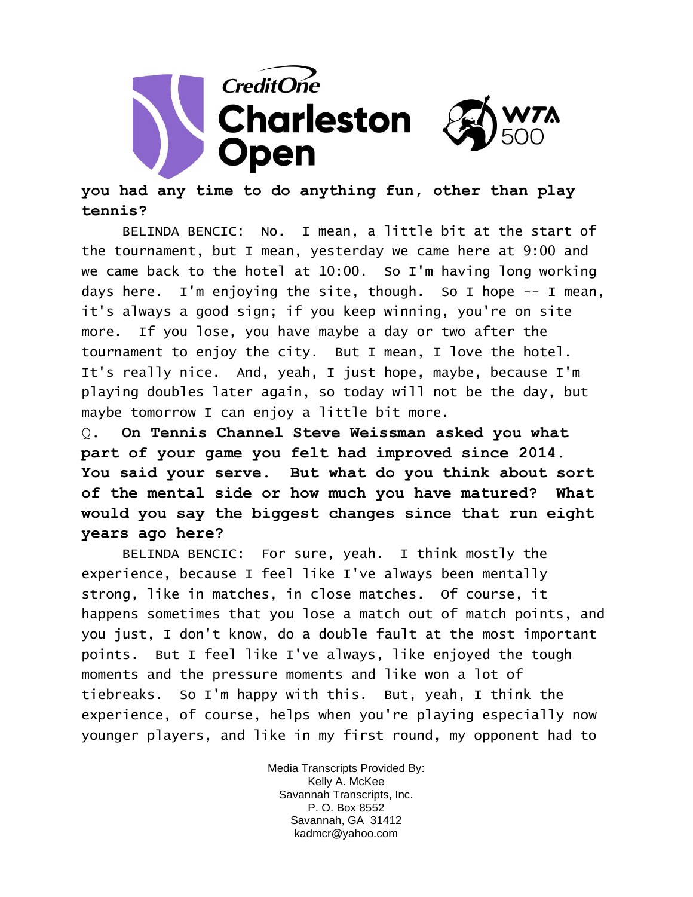**you had any time to do anything fun, other than play tennis?**

BELINDA BENCIC: No. I mean, a little bit at the start of the tournament, but I mean, yesterday we came here at 9:00 and we came back to the hotel at 10:00. So I'm having long working days here. I'm enjoying the site, though. So I hope -- I mean, it's always a good sign; if you keep winning, you're on site more. If you lose, you have maybe a day or two after the tournament to enjoy the city. But I mean, I love the hotel. It's really nice. And, yeah, I just hope, maybe, because I'm playing doubles later again, so today will not be the day, but maybe tomorrow I can enjoy a little bit more.

Q. **On Tennis Channel Steve Weissman asked you what part of your game you felt had improved since 2014. You said your serve. But what do you think about sort of the mental side or how much you have matured? What would you say the biggest changes since that run eight years ago here?**

BELINDA BENCIC: For sure, yeah. I think mostly the experience, because I feel like I've always been mentally strong, like in matches, in close matches. Of course, it happens sometimes that you lose a match out of match points, and you just, I don't know, do a double fault at the most important points. But I feel like I've always, like enjoyed the tough moments and the pressure moments and like won a lot of tiebreaks. So I'm happy with this. But, yeah, I think the experience, of course, helps when you're playing especially now younger players, and like in my first round, my opponent had to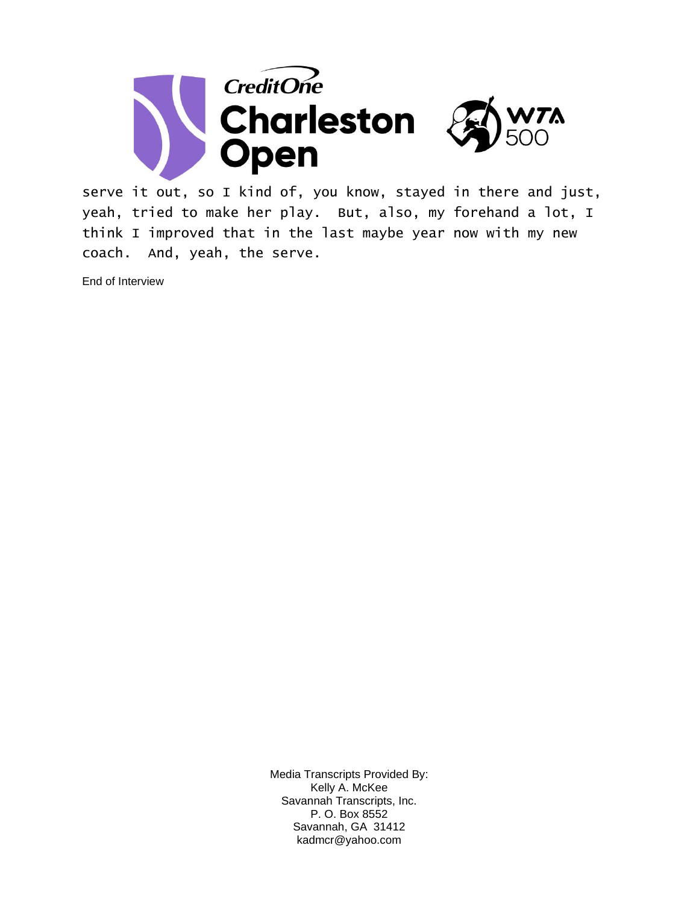serve it out, so I kind of, you know, stayed in there and just, yeah, tried to make her play. But, also, my forehand a lot, I think I improved that in the last maybe year now with my new coach. And, yeah, the serve.

End of Interview

Media Transcripts Provided By:
Kelly A. McKee
Savannah Transcripts, Inc.
P. O. Box 8552
Savannah, GA 31412
kadmcr@yahoo.com